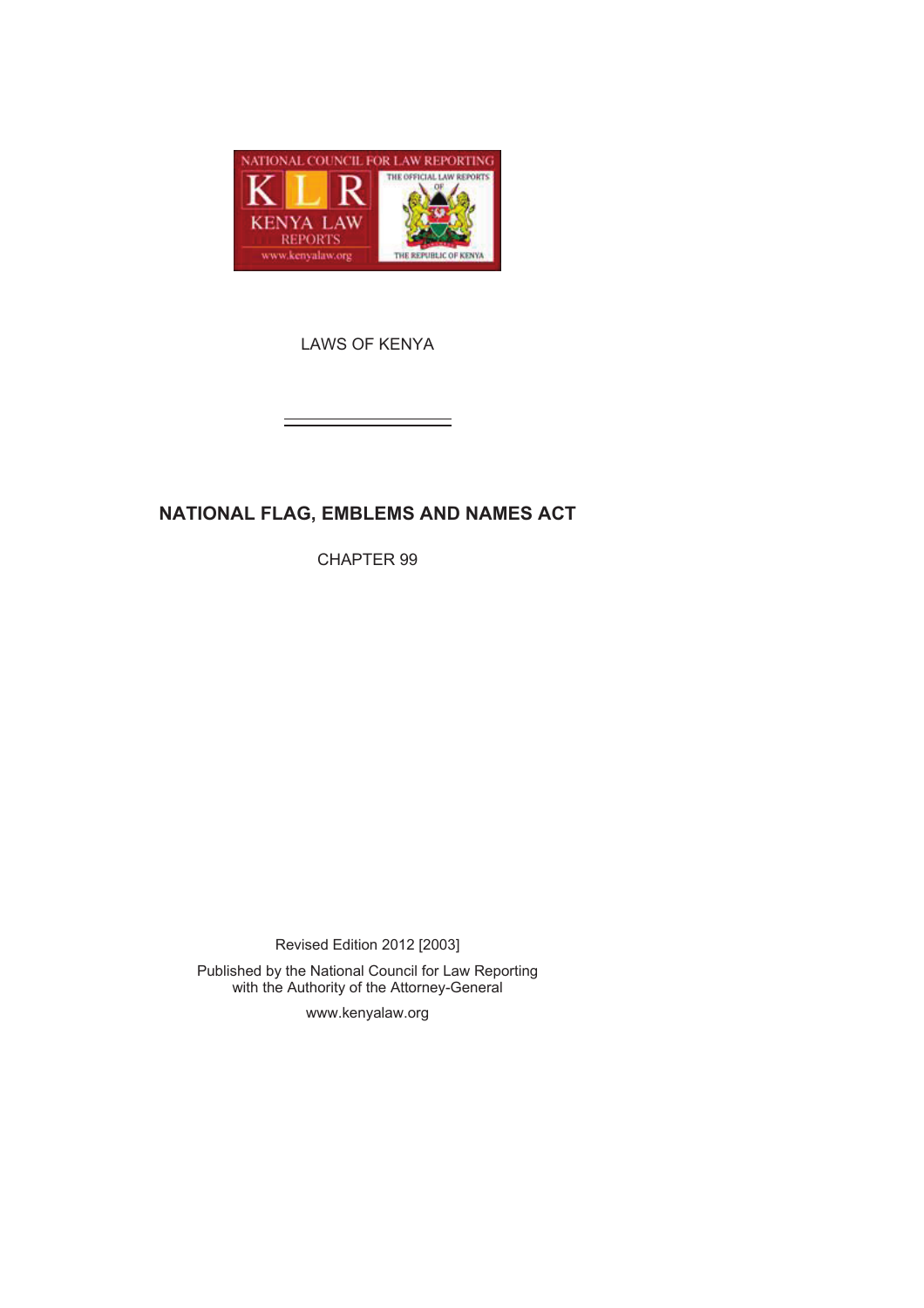LAWS OF KENYA

# NATIONAL FLAG, EMBLEMS AND NAMES ACT

CHAPTER 99

Revised Edition 2012 [2003]

Published by the National Council for Law Reporting
with the Authority of the Attorney-General

www.kenyalaw.org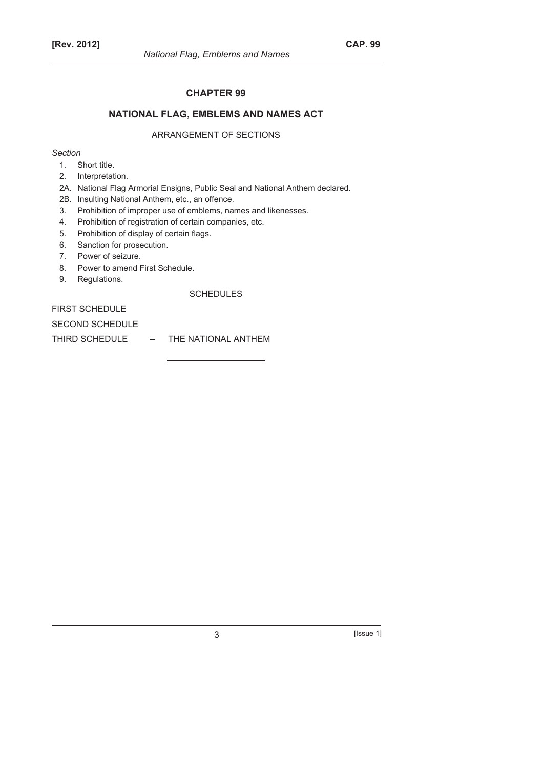# CHAPTER 99

## NATIONAL FLAG, EMBLEMS AND NAMES ACT

ARRANGEMENT OF SECTIONS

*Section*

1. Short title.
2. Interpretation.
2A. National Flag Armorial Ensigns, Public Seal and National Anthem declared.
2B. Insulting National Anthem, etc., an offence.
3. Prohibition of improper use of emblems, names and likenesses.
4. Prohibition of registration of certain companies, etc.
5. Prohibition of display of certain flags.
6. Sanction for prosecution.
7. Power of seizure.
8. Power to amend First Schedule.
9. Regulations.

SCHEDULES

FIRST SCHEDULE

SECOND SCHEDULE

THIRD SCHEDULE – THE NATIONAL ANTHEM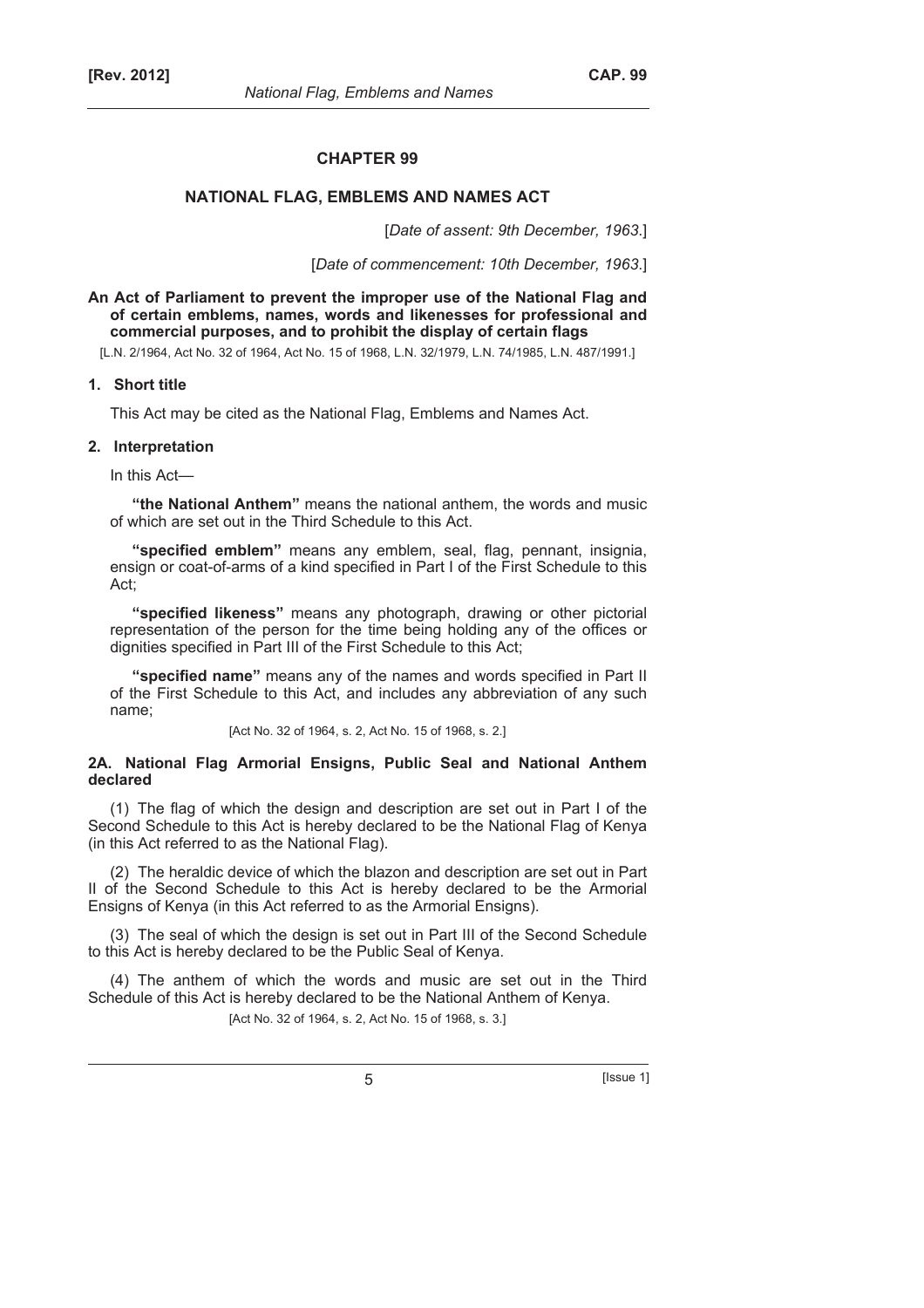# CHAPTER 99

## NATIONAL FLAG, EMBLEMS AND NAMES ACT

[*Date of assent: 9th December, 1963*.]

[*Date of commencement: 10th December, 1963*.]

**An Act of Parliament to prevent the improper use of the National Flag and of certain emblems, names, words and likenesses for professional and commercial purposes, and to prohibit the display of certain flags**

[L.N. 2/1964, Act No. 32 of 1964, Act No. 15 of 1968, L.N. 32/1979, L.N. 74/1985, L.N. 487/1991.]

### 1. Short title

This Act may be cited as the National Flag, Emblems and Names Act.

### 2. Interpretation

In this Act—

**"the National Anthem"** means the national anthem, the words and music of which are set out in the Third Schedule to this Act.

**"specified emblem"** means any emblem, seal, flag, pennant, insignia, ensign or coat-of-arms of a kind specified in Part I of the First Schedule to this Act;

**"specified likeness"** means any photograph, drawing or other pictorial representation of the person for the time being holding any of the offices or dignities specified in Part III of the First Schedule to this Act;

**"specified name"** means any of the names and words specified in Part II of the First Schedule to this Act, and includes any abbreviation of any such name;

[Act No. 32 of 1964, s. 2, Act No. 15 of 1968, s. 2.]

### 2A. National Flag Armorial Ensigns, Public Seal and National Anthem declared

(1) The flag of which the design and description are set out in Part I of the Second Schedule to this Act is hereby declared to be the National Flag of Kenya (in this Act referred to as the National Flag).

(2) The heraldic device of which the blazon and description are set out in Part II of the Second Schedule to this Act is hereby declared to be the Armorial Ensigns of Kenya (in this Act referred to as the Armorial Ensigns).

(3) The seal of which the design is set out in Part III of the Second Schedule to this Act is hereby declared to be the Public Seal of Kenya.

(4) The anthem of which the words and music are set out in the Third Schedule of this Act is hereby declared to be the National Anthem of Kenya.

[Act No. 32 of 1964, s. 2, Act No. 15 of 1968, s. 3.]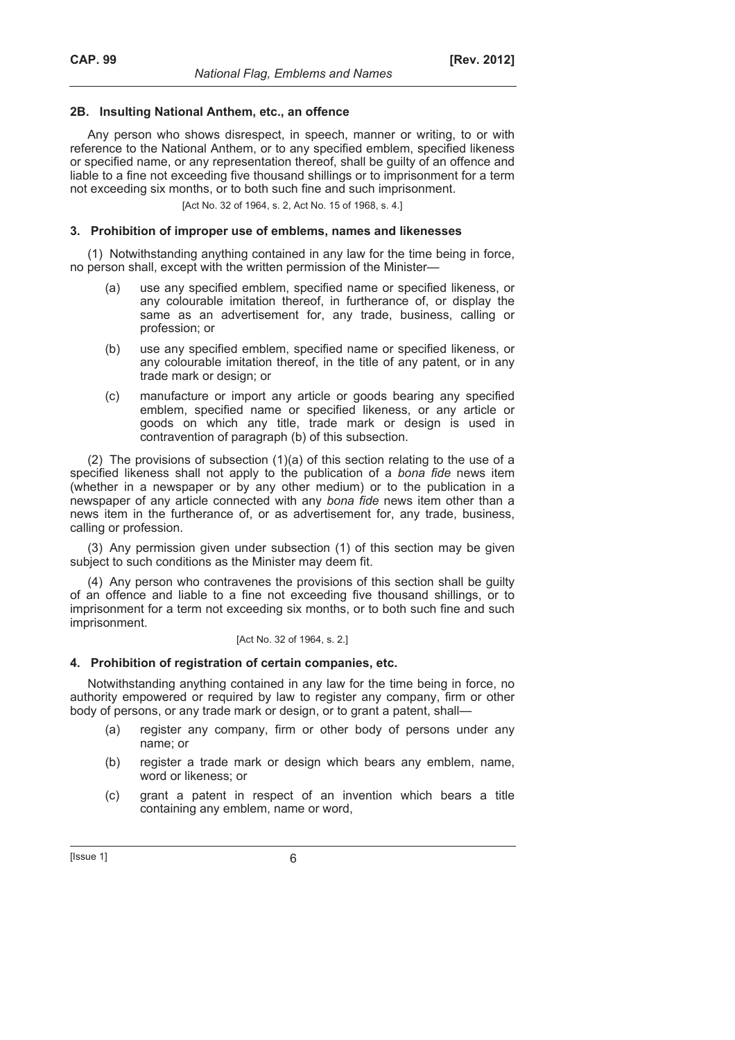### 2B. Insulting National Anthem, etc., an offence

Any person who shows disrespect, in speech, manner or writing, to or with reference to the National Anthem, or to any specified emblem, specified likeness or specified name, or any representation thereof, shall be guilty of an offence and liable to a fine not exceeding five thousand shillings or to imprisonment for a term not exceeding six months, or to both such fine and such imprisonment.

[Act No. 32 of 1964, s. 2, Act No. 15 of 1968, s. 4.]

### 3. Prohibition of improper use of emblems, names and likenesses

(1) Notwithstanding anything contained in any law for the time being in force, no person shall, except with the written permission of the Minister—

(a) use any specified emblem, specified name or specified likeness, or any colourable imitation thereof, in furtherance of, or display the same as an advertisement for, any trade, business, calling or profession; or

(b) use any specified emblem, specified name or specified likeness, or any colourable imitation thereof, in the title of any patent, or in any trade mark or design; or

(c) manufacture or import any article or goods bearing any specified emblem, specified name or specified likeness, or any article or goods on which any title, trade mark or design is used in contravention of paragraph (b) of this subsection.

(2) The provisions of subsection (1)(a) of this section relating to the use of a specified likeness shall not apply to the publication of a *bona fide* news item (whether in a newspaper or by any other medium) or to the publication in a newspaper of any article connected with any *bona fide* news item other than a news item in the furtherance of, or as advertisement for, any trade, business, calling or profession.

(3) Any permission given under subsection (1) of this section may be given subject to such conditions as the Minister may deem fit.

(4) Any person who contravenes the provisions of this section shall be guilty of an offence and liable to a fine not exceeding five thousand shillings, or to imprisonment for a term not exceeding six months, or to both such fine and such imprisonment.

[Act No. 32 of 1964, s. 2.]

### 4. Prohibition of registration of certain companies, etc.

Notwithstanding anything contained in any law for the time being in force, no authority empowered or required by law to register any company, firm or other body of persons, or any trade mark or design, or to grant a patent, shall—

(a) register any company, firm or other body of persons under any name; or

(b) register a trade mark or design which bears any emblem, name, word or likeness; or

(c) grant a patent in respect of an invention which bears a title containing any emblem, name or word,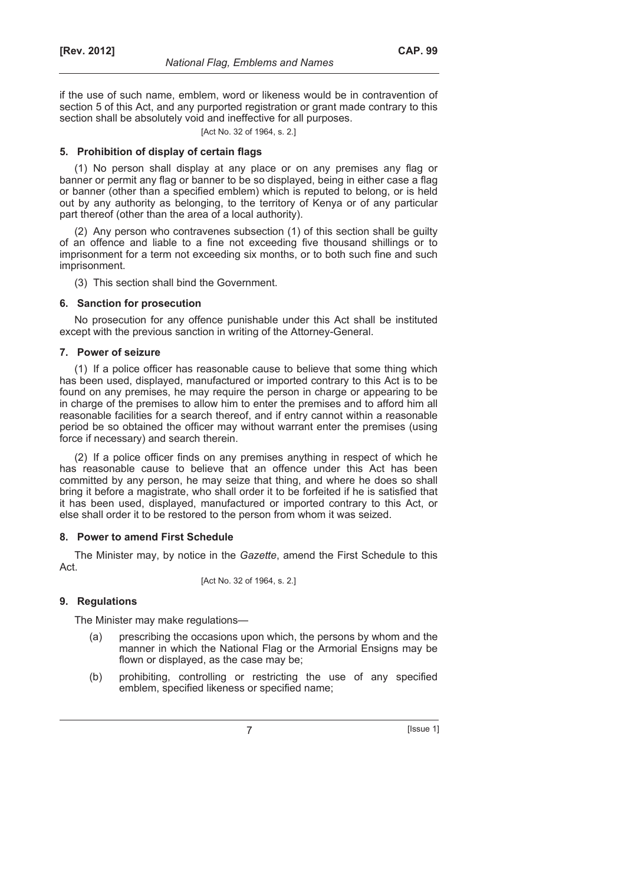if the use of such name, emblem, word or likeness would be in contravention of section 5 of this Act, and any purported registration or grant made contrary to this section shall be absolutely void and ineffective for all purposes.

[Act No. 32 of 1964, s. 2.]

**5. Prohibition of display of certain flags**

(1) No person shall display at any place or on any premises any flag or banner or permit any flag or banner to be so displayed, being in either case a flag or banner (other than a specified emblem) which is reputed to belong, or is held out by any authority as belonging, to the territory of Kenya or of any particular part thereof (other than the area of a local authority).

(2) Any person who contravenes subsection (1) of this section shall be guilty of an offence and liable to a fine not exceeding five thousand shillings or to imprisonment for a term not exceeding six months, or to both such fine and such imprisonment.

(3) This section shall bind the Government.

**6. Sanction for prosecution**

No prosecution for any offence punishable under this Act shall be instituted except with the previous sanction in writing of the Attorney-General.

**7. Power of seizure**

(1) If a police officer has reasonable cause to believe that some thing which has been used, displayed, manufactured or imported contrary to this Act is to be found on any premises, he may require the person in charge or appearing to be in charge of the premises to allow him to enter the premises and to afford him all reasonable facilities for a search thereof, and if entry cannot within a reasonable period be so obtained the officer may without warrant enter the premises (using force if necessary) and search therein.

(2) If a police officer finds on any premises anything in respect of which he has reasonable cause to believe that an offence under this Act has been committed by any person, he may seize that thing, and where he does so shall bring it before a magistrate, who shall order it to be forfeited if he is satisfied that it has been used, displayed, manufactured or imported contrary to this Act, or else shall order it to be restored to the person from whom it was seized.

**8. Power to amend First Schedule**

The Minister may, by notice in the *Gazette*, amend the First Schedule to this Act.

[Act No. 32 of 1964, s. 2.]

**9. Regulations**

The Minister may make regulations—

(a) prescribing the occasions upon which, the persons by whom and the manner in which the National Flag or the Armorial Ensigns may be flown or displayed, as the case may be;

(b) prohibiting, controlling or restricting the use of any specified emblem, specified likeness or specified name;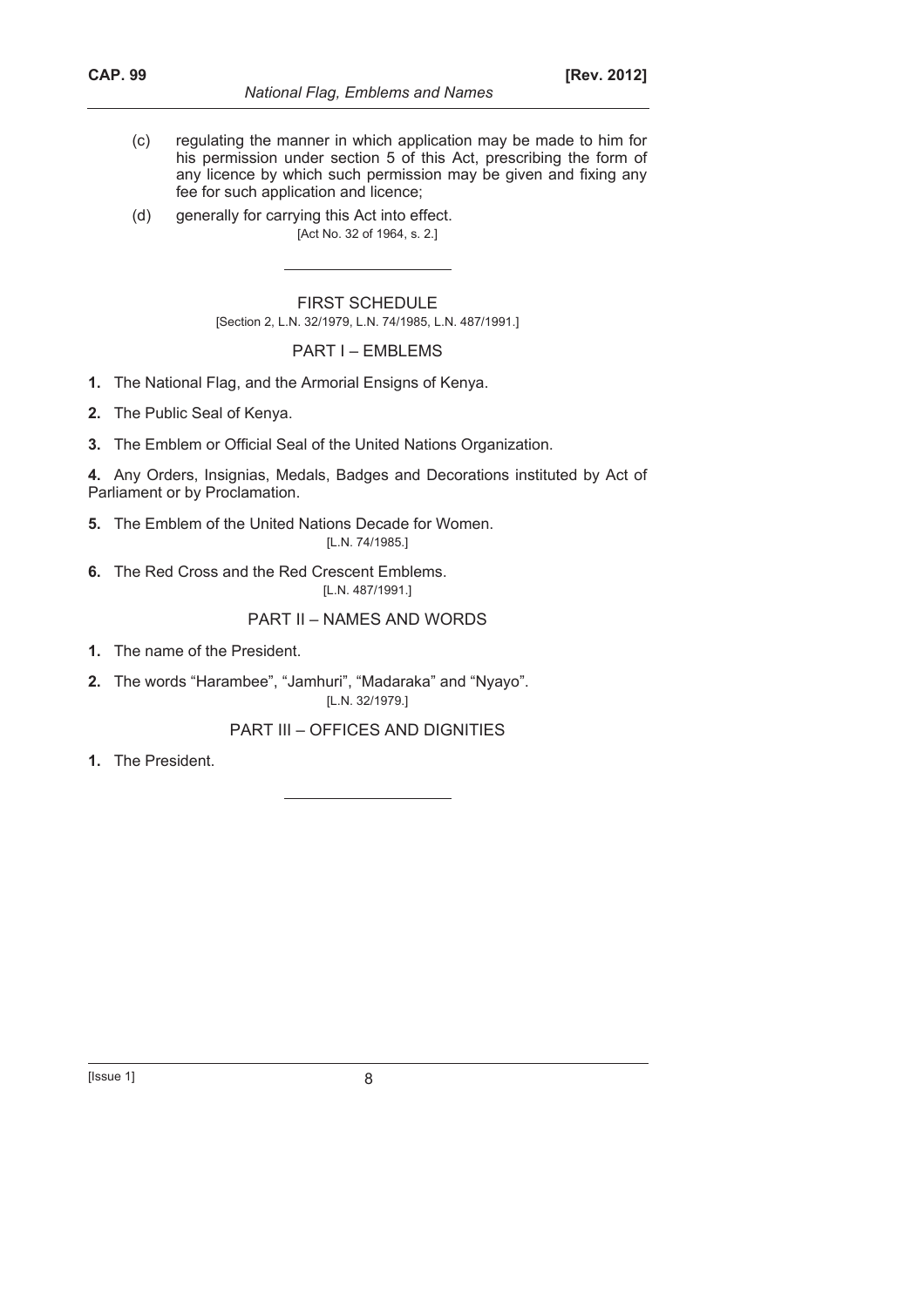(c) regulating the manner in which application may be made to him for his permission under section 5 of this Act, prescribing the form of any licence by which such permission may be given and fixing any fee for such application and licence;

(d) generally for carrying this Act into effect.

[Act No. 32 of 1964, s. 2.]

---

## FIRST SCHEDULE

[Section 2, L.N. 32/1979, L.N. 74/1985, L.N. 487/1991.]

### PART I – EMBLEMS

**1.** The National Flag, and the Armorial Ensigns of Kenya.

**2.** The Public Seal of Kenya.

**3.** The Emblem or Official Seal of the United Nations Organization.

**4.** Any Orders, Insignias, Medals, Badges and Decorations instituted by Act of Parliament or by Proclamation.

**5.** The Emblem of the United Nations Decade for Women.

[L.N. 74/1985.]

**6.** The Red Cross and the Red Crescent Emblems.

[L.N. 487/1991.]

### PART II – NAMES AND WORDS

**1.** The name of the President.

**2.** The words "Harambee", "Jamhuri", "Madaraka" and "Nyayo".

[L.N. 32/1979.]

### PART III – OFFICES AND DIGNITIES

**1.** The President.

---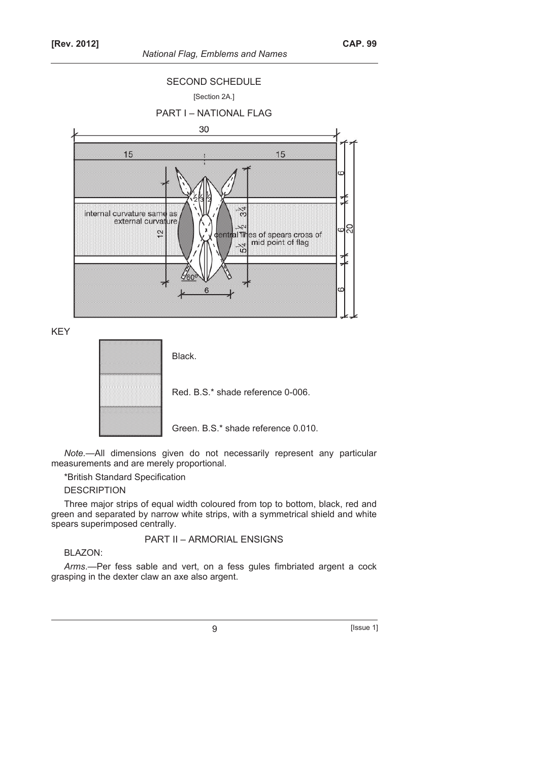## SECOND SCHEDULE

[Section 2A.]

### PART I – NATIONAL FLAG

KEY

Black.

Red. B.S.* shade reference 0-006.

Green. B.S.* shade reference 0.010.

*Note*.—All dimensions given do not necessarily represent any particular measurements and are merely proportional.

*British Standard Specification

DESCRIPTION

Three major strips of equal width coloured from top to bottom, black, red and green and separated by narrow white strips, with a symmetrical shield and white spears superimposed centrally.

### PART II – ARMORIAL ENSIGNS

BLAZON:

*Arms*.—Per fess sable and vert, on a fess gules fimbriated argent a cock grasping in the dexter claw an axe also argent.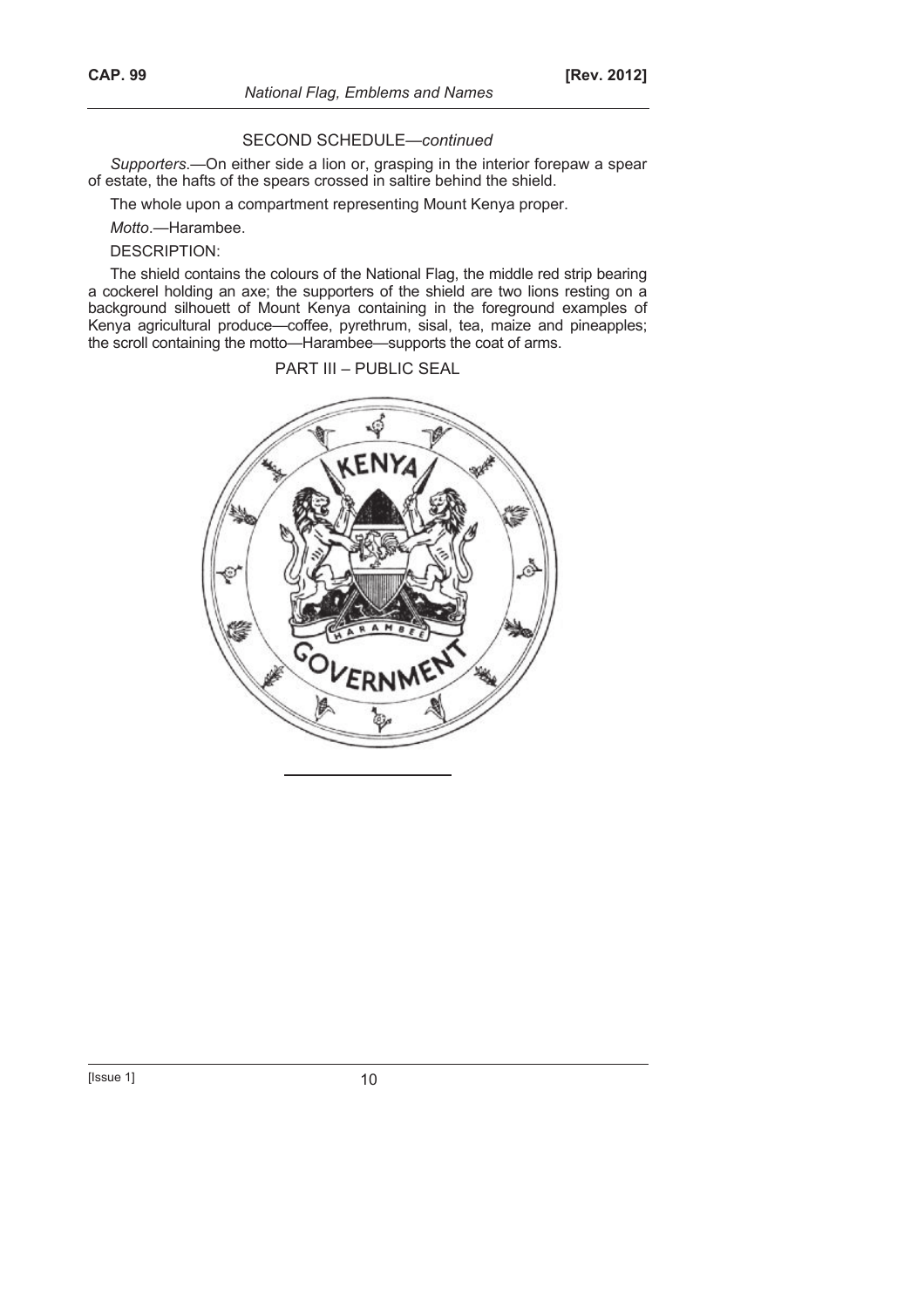SECOND SCHEDULE—*continued*

*Supporters.*—On either side a lion or, grasping in the interior forepaw a spear of estate, the hafts of the spears crossed in saltire behind the shield.

The whole upon a compartment representing Mount Kenya proper.

*Motto.*—Harambee.

DESCRIPTION:

The shield contains the colours of the National Flag, the middle red strip bearing a cockerel holding an axe; the supporters of the shield are two lions resting on a background silhouett of Mount Kenya containing in the foreground examples of Kenya agricultural produce—coffee, pyrethrum, sisal, tea, maize and pineapples; the scroll containing the motto—Harambee—supports the coat of arms.

PART III – PUBLIC SEAL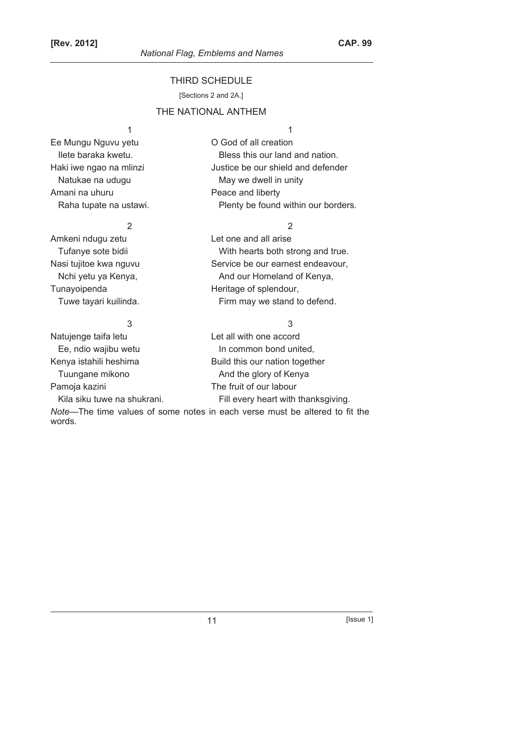## THIRD SCHEDULE

[Sections 2 and 2A.]

## THE NATIONAL ANTHEM

| 1 | 1 |
| --- | --- |
| Ee Mungu Nguvu yetu | O God of all creation |
| Ilete baraka kwetu. | Bless this our land and nation. |
| Haki iwe ngao na mlinzi | Justice be our shield and defender |
| Natukae na udugu | May we dwell in unity |
| Amani na uhuru | Peace and liberty |
| Raha tupate na ustawi. | Plenty be found within our borders. |
| **2** | **2** |
| Amkeni ndugu zetu | Let one and all arise |
| Tufanye sote bidii | With hearts both strong and true. |
| Nasi tujitoe kwa nguvu | Service be our earnest endeavour, |
| Nchi yetu ya Kenya, | And our Homeland of Kenya, |
| Tunayoipenda | Heritage of splendour, |
| Tuwe tayari kuilinda. | Firm may we stand to defend. |
| **3** | **3** |
| Natujenge taifa letu | Let all with one accord |
| Ee, ndio wajibu wetu | In common bond united, |
| Kenya istahili heshima | Build this our nation together |
| Tuungane mikono | And the glory of Kenya |
| Pamoja kazini | The fruit of our labour |
| Kila siku tuwe na shukrani. | Fill every heart with thanksgiving. |

*Note*—The time values of some notes in each verse must be altered to fit the words.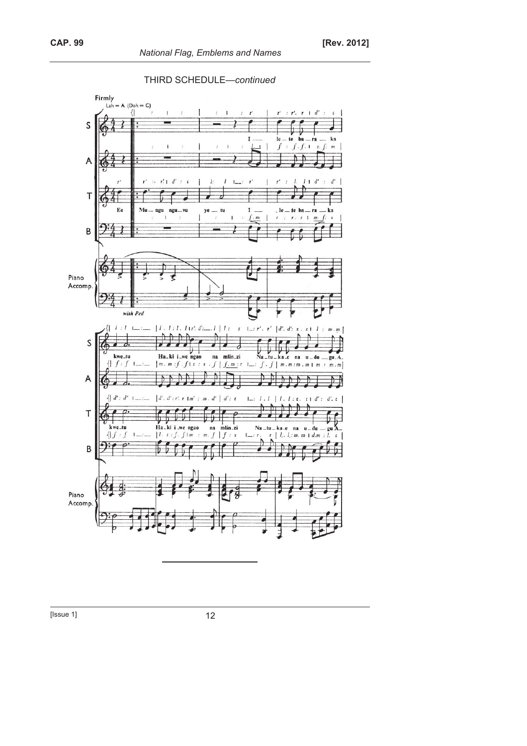THIRD SCHEDULE—*continued*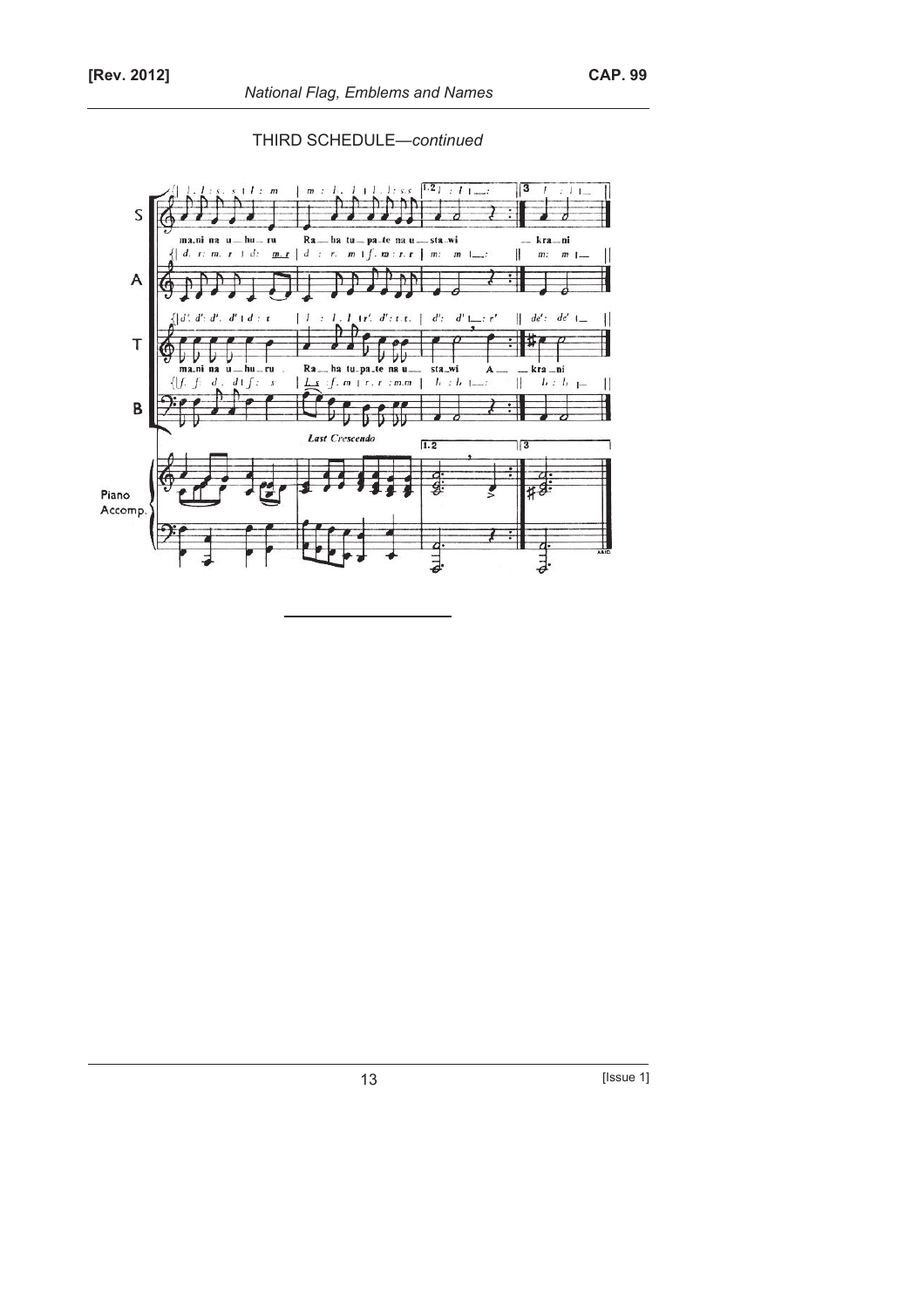THIRD SCHEDULE—*continued*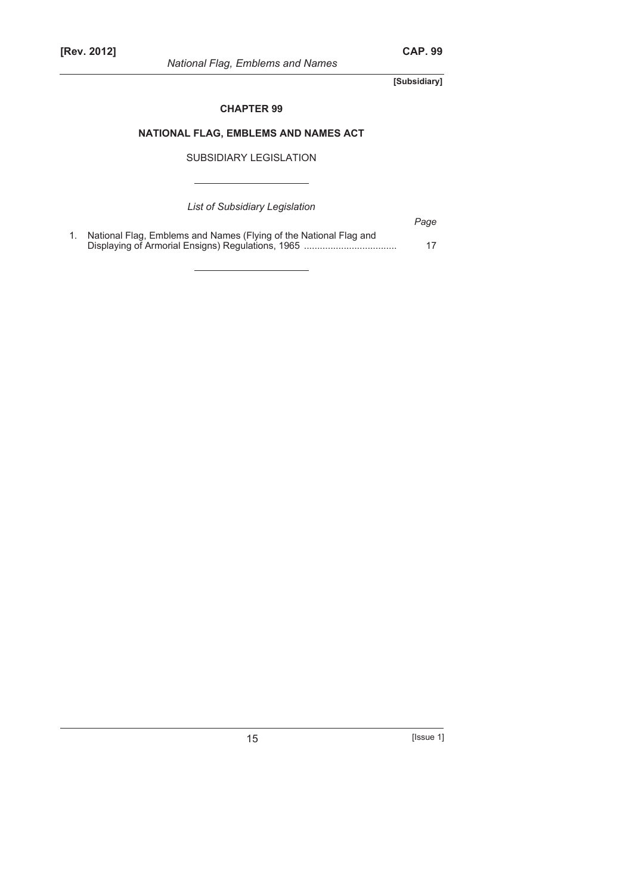**[Subsidiary]**

## CHAPTER 99

## NATIONAL FLAG, EMBLEMS AND NAMES ACT

SUBSIDIARY LEGISLATION

*List of Subsidiary Legislation*

| | | *Page* |
|---|---|---|
| 1. | National Flag, Emblems and Names (Flying of the National Flag and Displaying of Armorial Ensigns) Regulations, 1965 .................................. | 17 |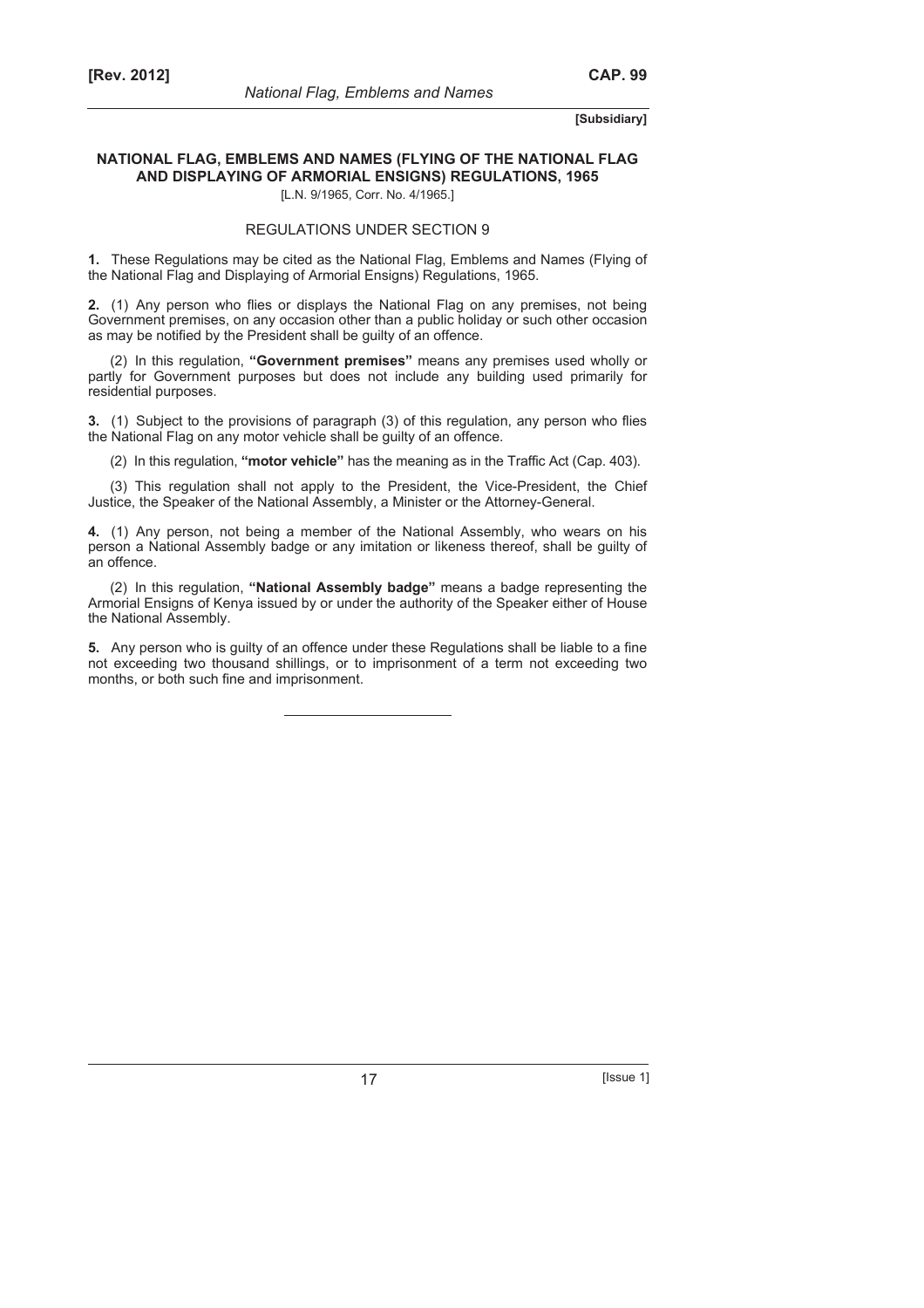**[Subsidiary]**

## NATIONAL FLAG, EMBLEMS AND NAMES (FLYING OF THE NATIONAL FLAG AND DISPLAYING OF ARMORIAL ENSIGNS) REGULATIONS, 1965

[L.N. 9/1965, Corr. No. 4/1965.]

REGULATIONS UNDER SECTION 9

**1.** These Regulations may be cited as the National Flag, Emblems and Names (Flying of the National Flag and Displaying of Armorial Ensigns) Regulations, 1965.

**2.** (1) Any person who flies or displays the National Flag on any premises, not being Government premises, on any occasion other than a public holiday or such other occasion as may be notified by the President shall be guilty of an offence.

(2) In this regulation, **"Government premises"** means any premises used wholly or partly for Government purposes but does not include any building used primarily for residential purposes.

**3.** (1) Subject to the provisions of paragraph (3) of this regulation, any person who flies the National Flag on any motor vehicle shall be guilty of an offence.

(2) In this regulation, **"motor vehicle"** has the meaning as in the Traffic Act (Cap. 403).

(3) This regulation shall not apply to the President, the Vice-President, the Chief Justice, the Speaker of the National Assembly, a Minister or the Attorney-General.

**4.** (1) Any person, not being a member of the National Assembly, who wears on his person a National Assembly badge or any imitation or likeness thereof, shall be guilty of an offence.

(2) In this regulation, **"National Assembly badge"** means a badge representing the Armorial Ensigns of Kenya issued by or under the authority of the Speaker either of House the National Assembly.

**5.** Any person who is guilty of an offence under these Regulations shall be liable to a fine not exceeding two thousand shillings, or to imprisonment of a term not exceeding two months, or both such fine and imprisonment.